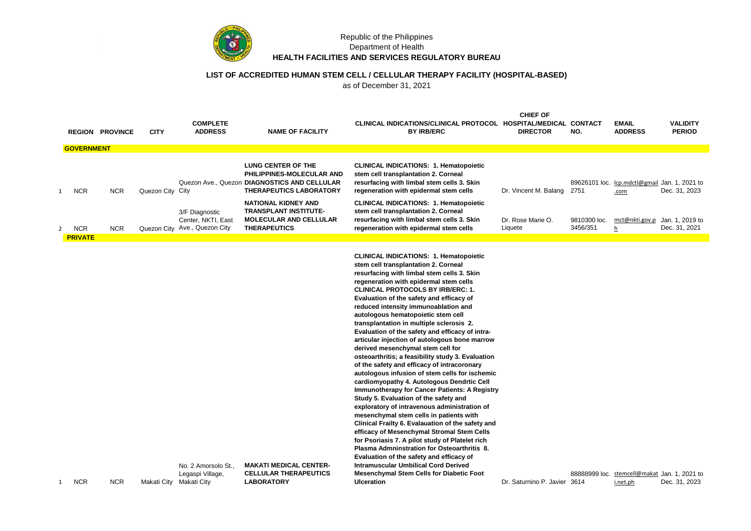Republic of the Philippines
Department of Health
**HEALTH FACILITIES AND SERVICES REGULATORY BUREAU**

## LIST OF ACCREDITED HUMAN STEM CELL / CELLULAR THERAPY FACILITY (HOSPITAL-BASED)

as of December 31, 2021

| | REGION | PROVINCE | CITY | COMPLETE ADDRESS | NAME OF FACILITY | CLINICAL INDICATIONS/CLINICAL PROTOCOL BY IRB/ERC | CHIEF OF HOSPITAL/MEDICAL DIRECTOR | CONTACT NO. | EMAIL ADDRESS | VALIDITY PERIOD |
|---|---|---|---|---|---|---|---|---|---|---|
| | **GOVERNMENT** | | | | | | | | | |
| 1 | NCR | NCR | Quezon City | Quezon Ave., Quezon City | **LUNG CENTER OF THE PHILIPPINES-MOLECULAR AND DIAGNOSTICS AND CELLULAR THERAPEUTICS LABORATORY** | **CLINICAL INDICATIONS: 1. Hematopoietic stem cell transplantation 2. Corneal resurfacing with limbal stem cells 3. Skin regeneration with epidermal stem cells** | Dr. Vincent M. Balang | 89626101 loc. 2751 | lcp.mdctl@gmail.com | Jan. 1, 2021 to Dec. 31, 2023 |
| 2 | NCR | NCR | Quezon City | 3/F Diagnostic Center, NKTI, East Ave., Quezon City | **NATIONAL KIDNEY AND TRANSPLANT INSTITUTE-MOLECULAR AND CELLULAR THERAPEUTICS** | **CLINICAL INDICATIONS: 1. Hematopoietic stem cell transplantation 2. Corneal resurfacing with limbal stem cells 3. Skin regeneration with epidermal stem cells** | Dr. Rose Marie O. Liquete | 9810300 loc. 3456/351 | mct@nkti.gov.ph | Jan. 1, 2019 to Dec. 31, 2021 |
| | **PRIVATE** | | | | | | | | | |
| 1 | NCR | NCR | Makati City | No. 2 Amorsolo St., Legaspi Village, Makati City | **MAKATI MEDICAL CENTER-CELLULAR THERAPEUTICS LABORATORY** | **CLINICAL INDICATIONS: 1. Hematopoietic stem cell transplantation 2. Corneal resurfacing with limbal stem cells 3. Skin regeneration with epidermal stem cells CLINICAL PROTOCOLS BY IRB/ERC: 1. Evaluation of the safety and efficacy of reduced intensity immunoablation and autologous hematopoietic stem cell transplantation in multiple sclerosis 2. Evaluation of the safety and efficacy of intra-articular injection of autologous bone marrow derived mesenchymal stem cell for osteoarthritis; a feasibility study 3. Evaluation of the safety and efficacy of intracoronary autologous infusion of stem cells for ischemic cardiomyopathy 4. Autologous Dendrtic Cell Immunotherapy for Cancer Patients: A Registry Study 5. Evaluation of the safety and exploratory of intravenous administration of mesenchymal stem cells in patients with Clinical Frailty 6. Evalauation of the safety and efficacy of Mesenchymal Stromal Stem Cells for Psoriasis 7. A pilot study of Platelet rich Plasma Admninstration for Osteoarthritis 8. Evaluation of the safety and efficacy of Intramuscular Umbilical Cord Derived Mesenchymal Stem Cells for Diabetic Foot Ulceration** | Dr. Saturnino P. Javier | 88888999 loc. 3614 | stemcell@makati.net.ph | Jan. 1, 2021 to Dec. 31, 2023 |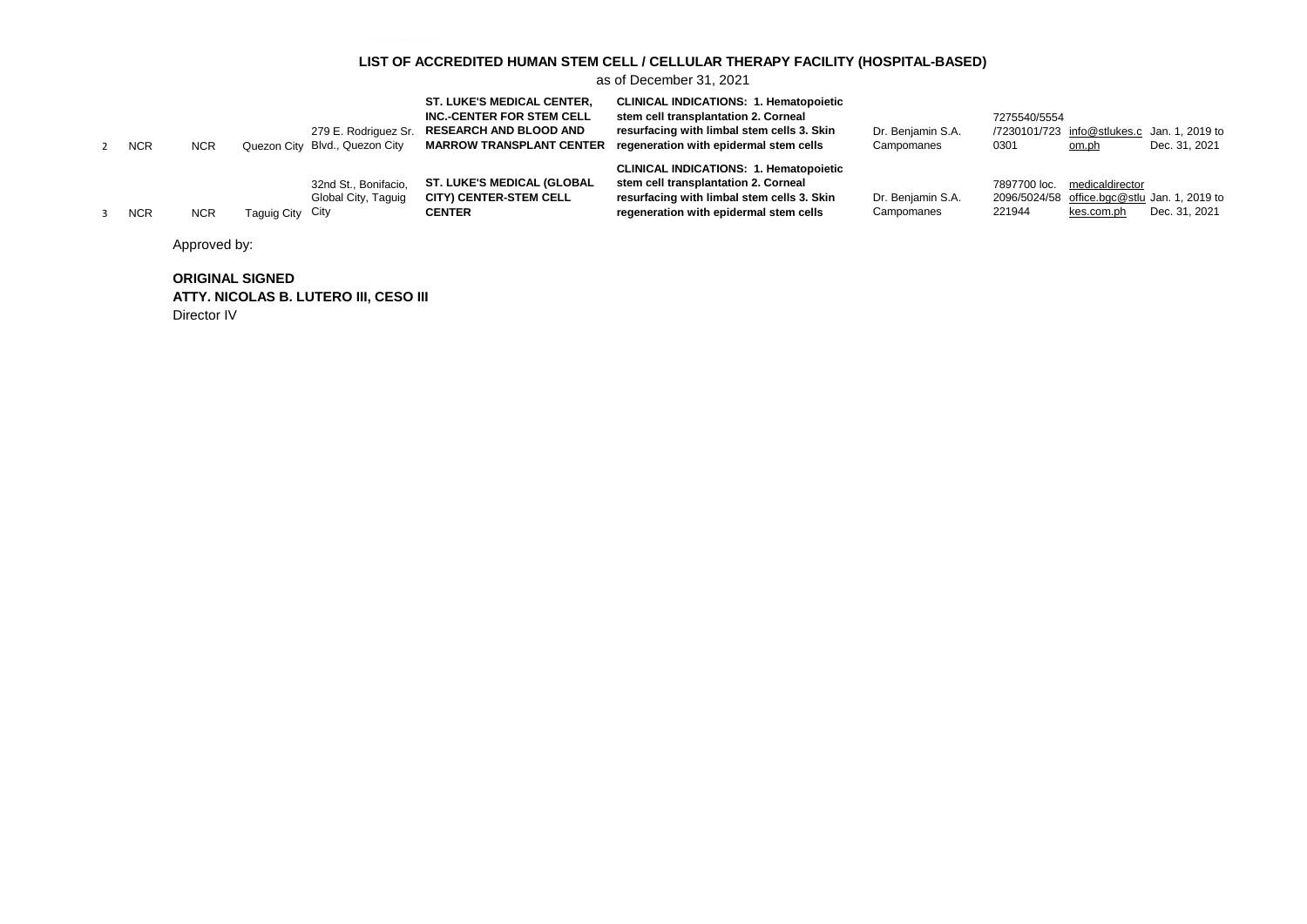# LIST OF ACCREDITED HUMAN STEM CELL / CELLULAR THERAPY FACILITY (HOSPITAL-BASED)

as of December 31, 2021

| | | | | | | | | | | |
|---|---|---|---|---|---|---|---|---|---|---|
| 2 | NCR | NCR | Quezon City | 279 E. Rodriguez Sr. Blvd., Quezon City | **ST. LUKE'S MEDICAL CENTER, INC.-CENTER FOR STEM CELL RESEARCH AND BLOOD AND MARROW TRANSPLANT CENTER** | **CLINICAL INDICATIONS: 1. Hematopoietic stem cell transplantation 2. Corneal resurfacing with limbal stem cells 3. Skin regeneration with epidermal stem cells** | Dr. Benjamin S.A. Campomanes | 7275540/5554 /7230101/723 0301 | info@stlukes.com.ph | Jan. 1, 2019 to Dec. 31, 2021 |
| 3 | NCR | NCR | Taguig City | 32nd St., Bonifacio, Global City, Taguig City | **ST. LUKE'S MEDICAL (GLOBAL CITY) CENTER-STEM CELL CENTER** | **CLINICAL INDICATIONS: 1. Hematopoietic stem cell transplantation 2. Corneal resurfacing with limbal stem cells 3. Skin regeneration with epidermal stem cells** | Dr. Benjamin S.A. Campomanes | 7897700 loc. 2096/5024/58 221944 | medicaldirectoroffice.bgc@stlukes.com.ph | Jan. 1, 2019 to Dec. 31, 2021 |

Approved by:

**ORIGINAL SIGNED**
**ATTY. NICOLAS B. LUTERO III, CESO III**
Director IV